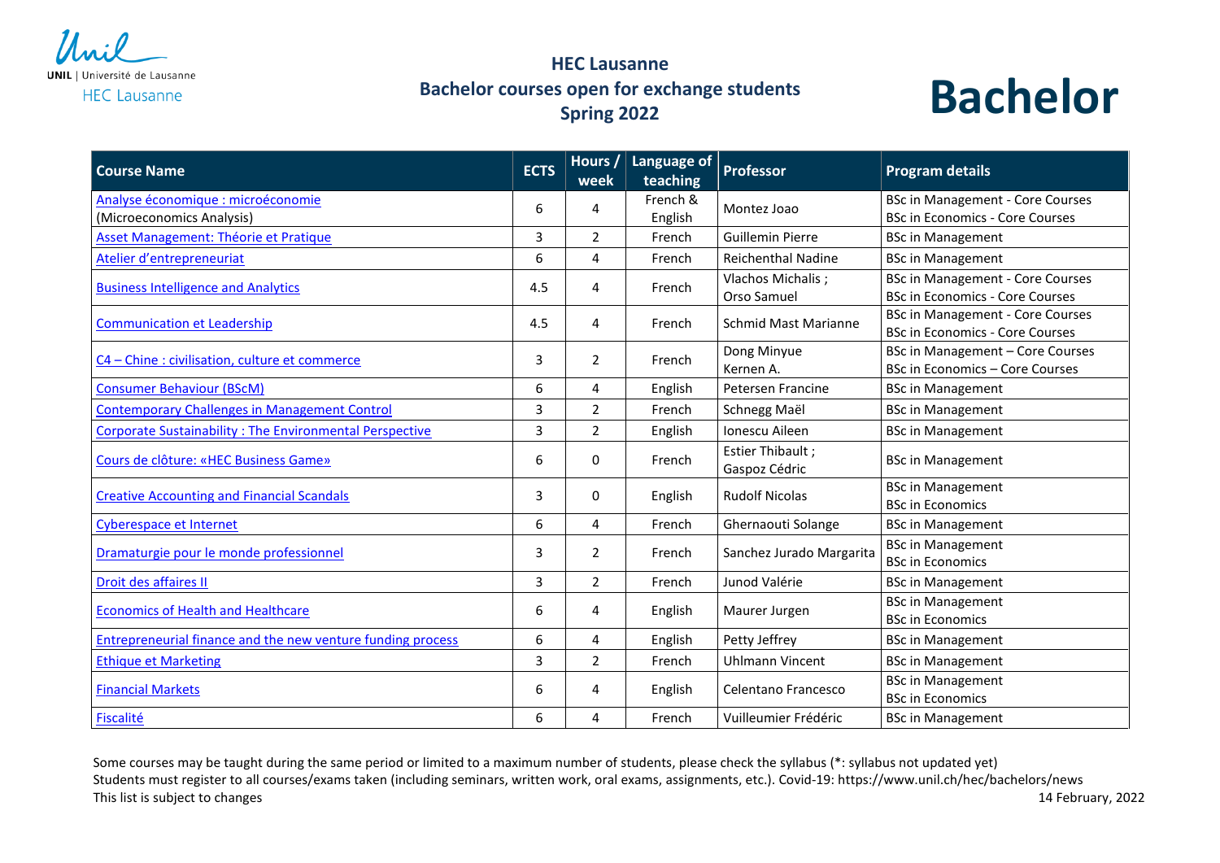UNIL | Université de Lausanne
HEC Lausanne

# HEC Lausanne
## Bachelor courses open for exchange students
## Spring 2022

# Bachelor

| Course Name | ECTS | Hours / week | Language of teaching | Professor | Program details |
|---|---|---|---|---|---|
| Analyse économique : microéconomie (Microeconomics Analysis) | 6 | 4 | French & English | Montez Joao | BSc in Management - Core Courses<br>BSc in Economics - Core Courses |
| Asset Management: Théorie et Pratique | 3 | 2 | French | Guillemin Pierre | BSc in Management |
| Atelier d'entrepreneuriat | 6 | 4 | French | Reichenthal Nadine | BSc in Management |
| Business Intelligence and Analytics | 4.5 | 4 | French | Vlachos Michalis ; Orso Samuel | BSc in Management - Core Courses<br>BSc in Economics - Core Courses |
| Communication et Leadership | 4.5 | 4 | French | Schmid Mast Marianne | BSc in Management - Core Courses<br>BSc in Economics - Core Courses |
| C4 – Chine : civilisation, culture et commerce | 3 | 2 | French | Dong Minyue<br>Kernen A. | BSc in Management – Core Courses<br>BSc in Economics – Core Courses |
| Consumer Behaviour (BScM) | 6 | 4 | English | Petersen Francine | BSc in Management |
| Contemporary Challenges in Management Control | 3 | 2 | French | Schnegg Maël | BSc in Management |
| Corporate Sustainability : The Environmental Perspective | 3 | 2 | English | Ionescu Aileen | BSc in Management |
| Cours de clôture: «HEC Business Game» | 6 | 0 | French | Estier Thibault ; Gaspoz Cédric | BSc in Management |
| Creative Accounting and Financial Scandals | 3 | 0 | English | Rudolf Nicolas | BSc in Management<br>BSc in Economics |
| Cyberespace et Internet | 6 | 4 | French | Ghernaouti Solange | BSc in Management |
| Dramaturgie pour le monde professionnel | 3 | 2 | French | Sanchez Jurado Margarita | BSc in Management<br>BSc in Economics |
| Droit des affaires II | 3 | 2 | French | Junod Valérie | BSc in Management |
| Economics of Health and Healthcare | 6 | 4 | English | Maurer Jurgen | BSc in Management<br>BSc in Economics |
| Entrepreneurial finance and the new venture funding process | 6 | 4 | English | Petty Jeffrey | BSc in Management |
| Ethique et Marketing | 3 | 2 | French | Uhlmann Vincent | BSc in Management |
| Financial Markets | 6 | 4 | English | Celentano Francesco | BSc in Management<br>BSc in Economics |
| Fiscalité | 6 | 4 | French | Vuilleumier Frédéric | BSc in Management |

Some courses may be taught during the same period or limited to a maximum number of students, please check the syllabus (*: syllabus not updated yet)
Students must register to all courses/exams taken (including seminars, written work, oral exams, assignments, etc.). Covid-19: https://www.unil.ch/hec/bachelors/news
This list is subject to changes

14 February, 2022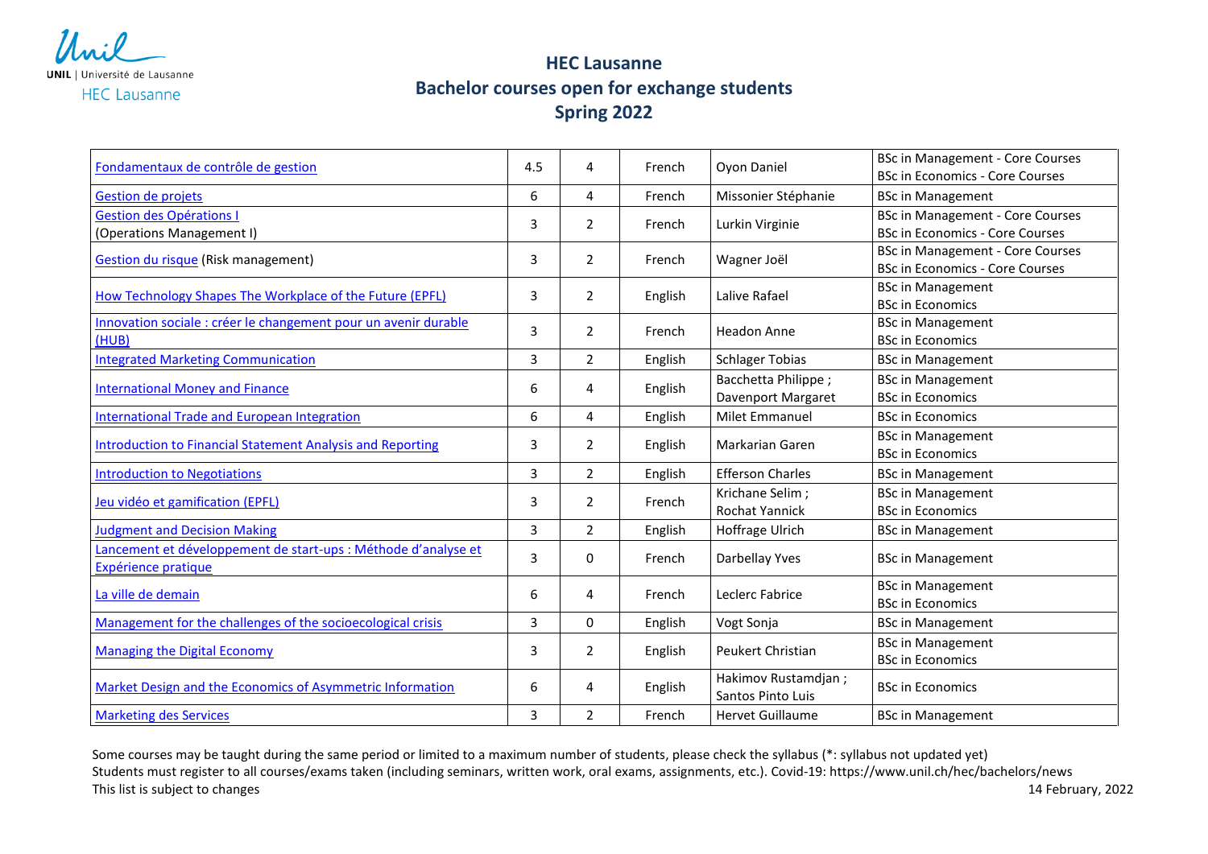# HEC Lausanne
## Bachelor courses open for exchange students
## Spring 2022

| | | | | | |
|---|---|---|---|---|---|
| Fondamentaux de contrôle de gestion | 4.5 | 4 | French | Oyon Daniel | BSc in Management - Core Courses<br>BSc in Economics - Core Courses |
| Gestion de projets | 6 | 4 | French | Missonier Stéphanie | BSc in Management |
| Gestion des Opérations I<br>(Operations Management I) | 3 | 2 | French | Lurkin Virginie | BSc in Management - Core Courses<br>BSc in Economics - Core Courses |
| Gestion du risque (Risk management) | 3 | 2 | French | Wagner Joël | BSc in Management - Core Courses<br>BSc in Economics - Core Courses |
| How Technology Shapes The Workplace of the Future (EPFL) | 3 | 2 | English | Lalive Rafael | BSc in Management<br>BSc in Economics |
| Innovation sociale : créer le changement pour un avenir durable (HUB) | 3 | 2 | French | Headon Anne | BSc in Management<br>BSc in Economics |
| Integrated Marketing Communication | 3 | 2 | English | Schlager Tobias | BSc in Management |
| International Money and Finance | 6 | 4 | English | Bacchetta Philippe ;<br>Davenport Margaret | BSc in Management<br>BSc in Economics |
| International Trade and European Integration | 6 | 4 | English | Milet Emmanuel | BSc in Economics |
| Introduction to Financial Statement Analysis and Reporting | 3 | 2 | English | Markarian Garen | BSc in Management<br>BSc in Economics |
| Introduction to Negotiations | 3 | 2 | English | Efferson Charles | BSc in Management |
| Jeu vidéo et gamification (EPFL) | 3 | 2 | French | Krichane Selim ;<br>Rochat Yannick | BSc in Management<br>BSc in Economics |
| Judgment and Decision Making | 3 | 2 | English | Hoffrage Ulrich | BSc in Management |
| Lancement et développement de start-ups : Méthode d'analyse et Expérience pratique | 3 | 0 | French | Darbellay Yves | BSc in Management |
| La ville de demain | 6 | 4 | French | Leclerc Fabrice | BSc in Management<br>BSc in Economics |
| Management for the challenges of the socioecological crisis | 3 | 0 | English | Vogt Sonja | BSc in Management |
| Managing the Digital Economy | 3 | 2 | English | Peukert Christian | BSc in Management<br>BSc in Economics |
| Market Design and the Economics of Asymmetric Information | 6 | 4 | English | Hakimov Rustamdjan ;<br>Santos Pinto Luis | BSc in Economics |
| Marketing des Services | 3 | 2 | French | Hervet Guillaume | BSc in Management |

Some courses may be taught during the same period or limited to a maximum number of students, please check the syllabus (*: syllabus not updated yet)
Students must register to all courses/exams taken (including seminars, written work, oral exams, assignments, etc.). Covid-19: https://www.unil.ch/hec/bachelors/news
This list is subject to changes

14 February, 2022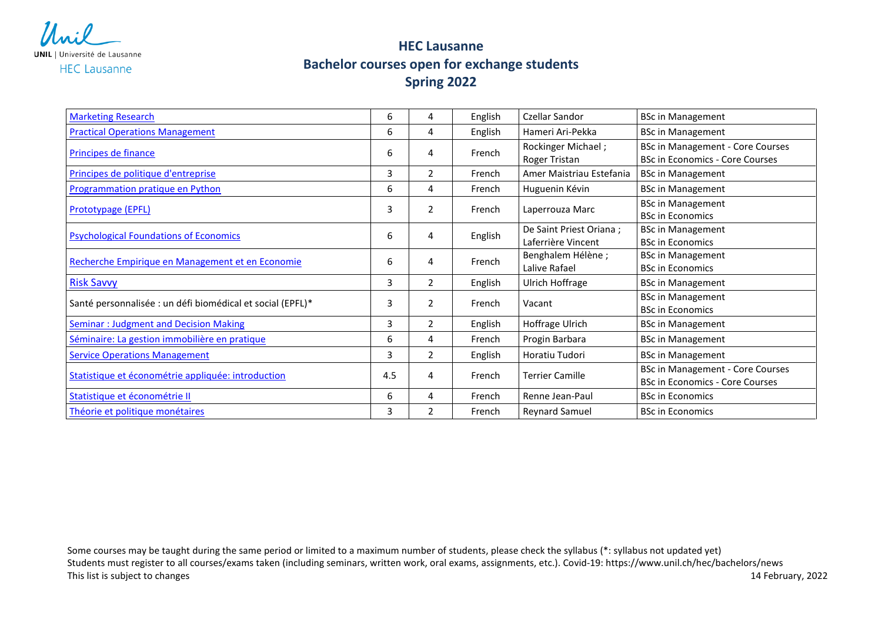## HEC Lausanne
## Bachelor courses open for exchange students
## Spring 2022

| | | | | | |
|---|---|---|---|---|---|
| Marketing Research | 6 | 4 | English | Czellar Sandor | BSc in Management |
| Practical Operations Management | 6 | 4 | English | Hameri Ari-Pekka | BSc in Management |
| Principes de finance | 6 | 4 | French | Rockinger Michael ; Roger Tristan | BSc in Management - Core Courses<br>BSc in Economics - Core Courses |
| Principes de politique d'entreprise | 3 | 2 | French | Amer Maistriau Estefania | BSc in Management |
| Programmation pratique en Python | 6 | 4 | French | Huguenin Kévin | BSc in Management |
| Prototypage (EPFL) | 3 | 2 | French | Laperrouza Marc | BSc in Management<br>BSc in Economics |
| Psychological Foundations of Economics | 6 | 4 | English | De Saint Priest Oriana ; Laferrière Vincent | BSc in Management<br>BSc in Economics |
| Recherche Empirique en Management et en Economie | 6 | 4 | French | Benghalem Hélène ; Lalive Rafael | BSc in Management<br>BSc in Economics |
| Risk Savvy | 3 | 2 | English | Ulrich Hoffrage | BSc in Management |
| Santé personnalisée : un défi biomédical et social (EPFL)* | 3 | 2 | French | Vacant | BSc in Management<br>BSc in Economics |
| Seminar : Judgment and Decision Making | 3 | 2 | English | Hoffrage Ulrich | BSc in Management |
| Séminaire: La gestion immobilière en pratique | 6 | 4 | French | Progin Barbara | BSc in Management |
| Service Operations Management | 3 | 2 | English | Horatiu Tudori | BSc in Management |
| Statistique et économétrie appliquée: introduction | 4.5 | 4 | French | Terrier Camille | BSc in Management - Core Courses<br>BSc in Economics - Core Courses |
| Statistique et économétrie II | 6 | 4 | French | Renne Jean-Paul | BSc in Economics |
| Théorie et politique monétaires | 3 | 2 | French | Reynard Samuel | BSc in Economics |

Some courses may be taught during the same period or limited to a maximum number of students, please check the syllabus (*: syllabus not updated yet)
Students must register to all courses/exams taken (including seminars, written work, oral exams, assignments, etc.). Covid-19: https://www.unil.ch/hec/bachelors/news
This list is subject to changes

14 February, 2022